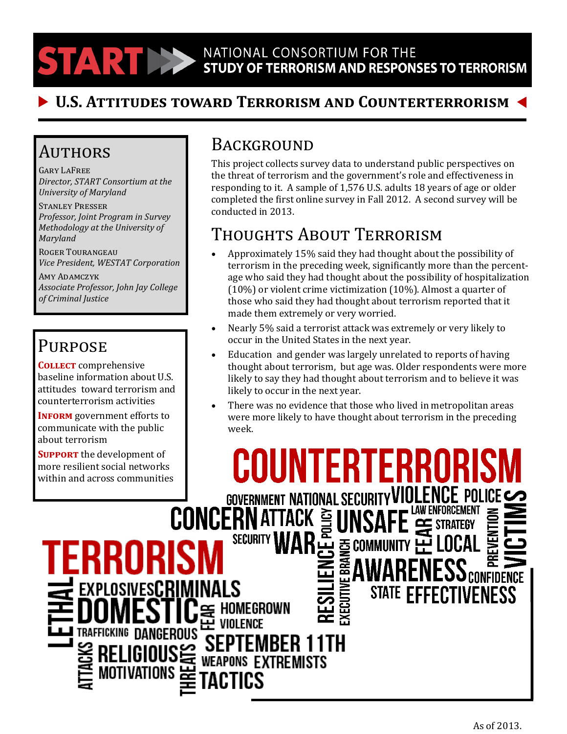# START — National Consortium for the Study of Terrorism and Responses to Terrorism

## U.S. Attitudes toward Terrorism and Counterterrorism

### Authors

**Gary LaFree**
*Director, START Consortium at the University of Maryland*

**Stanley Presser**
*Professor, Joint Program in Survey Methodology at the University of Maryland*

**Roger Tourangeau**
*Vice President, WESTAT Corporation*

**Amy Adamczyk**
*Associate Professor, John Jay College of Criminal Justice*

### Purpose

**Collect** comprehensive baseline information about U.S. attitudes toward terrorism and counterterrorism activities

**Inform** government efforts to communicate with the public about terrorism

**Support** the development of more resilient social networks within and across communities

### Background

This project collects survey data to understand public perspectives on the threat of terrorism and the government's role and effectiveness in responding to it. A sample of 1,576 U.S. adults 18 years of age or older completed the first online survey in Fall 2012. A second survey will be conducted in 2013.

### Thoughts About Terrorism

- Approximately 15% said they had thought about the possibility of terrorism in the preceding week, significantly more than the percentage who said they had thought about the possibility of hospitalization (10%) or violent crime victimization (10%). Almost a quarter of those who said they had thought about terrorism reported that it made them extremely or very worried.
- Nearly 5% said a terrorist attack was extremely or very likely to occur in the United States in the next year.
- Education and gender was largely unrelated to reports of having thought about terrorism, but age was. Older respondents were more likely to say they had thought about terrorism and to believe it was likely to occur in the next year.
- There was no evidence that those who lived in metropolitan areas were more likely to have thought about terrorism in the preceding week.

COUNTERTERRORISM GOVERNMENT NATIONAL SECURITY VIOLENCE POLICE VICTIMS CONCERN ATTACK POLICY UNSAFE LAW ENFORCEMENT FEAR STRATEGY PREVENTION SECURITY WAR COMMUNITY LOCAL TERRORISM RESILIENCE EXECUTIVE BRANCH AWARENESS CONFIDENCE STATE EFFECTIVENESS LETHAL EXPLOSIVES CRIMINALS DOMESTIC FEAR HOMEGROWN VIOLENCE TRAFFICKING DANGEROUS ATTACKS RELIGIOUS THREATS SEPTEMBER 11TH WEAPONS EXTREMISTS MOTIVATIONS TACTICS

As of 2013.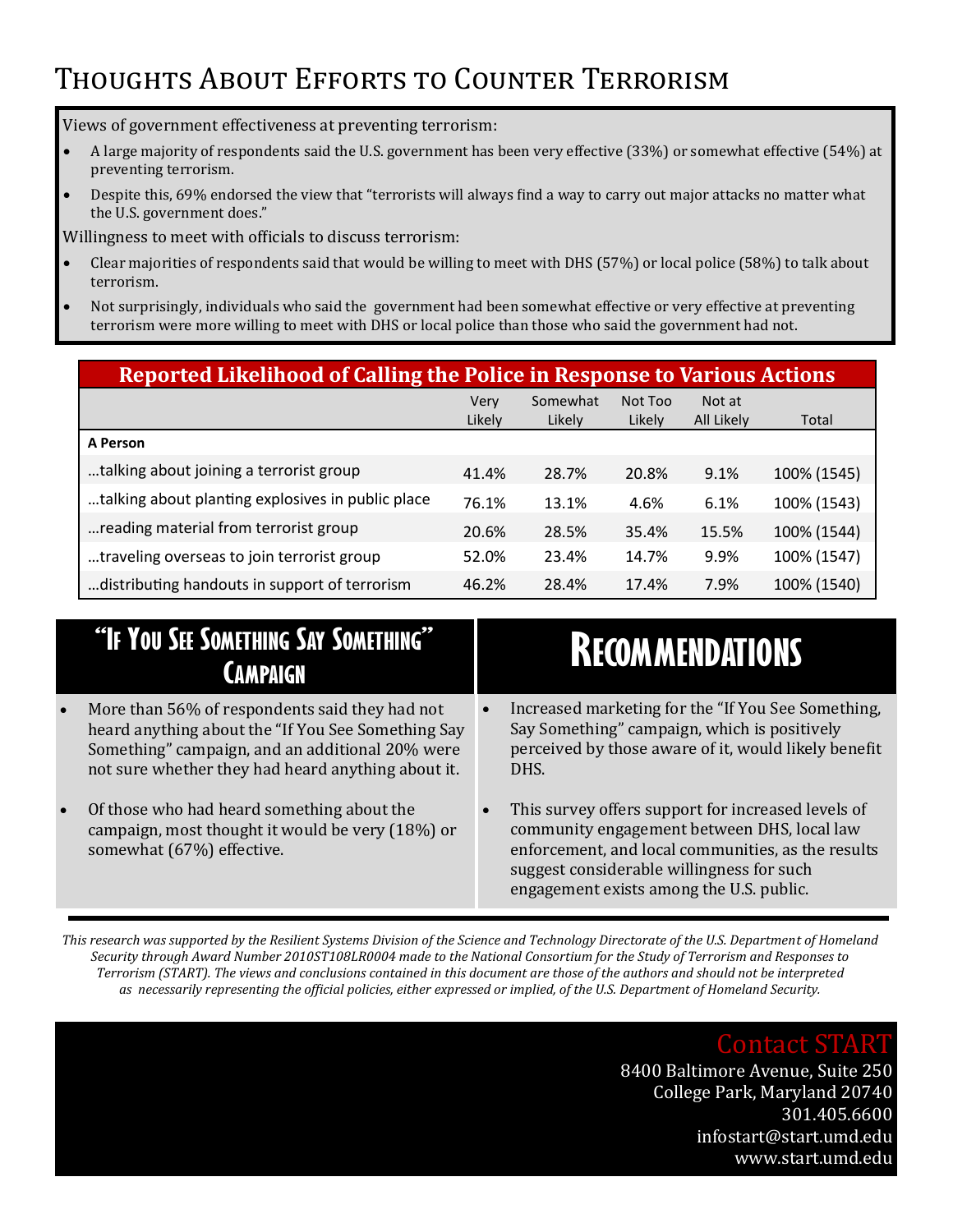# Thoughts About Efforts to Counter Terrorism

Views of government effectiveness at preventing terrorism:

- A large majority of respondents said the U.S. government has been very effective (33%) or somewhat effective (54%) at preventing terrorism.
- Despite this, 69% endorsed the view that "terrorists will always find a way to carry out major attacks no matter what the U.S. government does."

Willingness to meet with officials to discuss terrorism:

- Clear majorities of respondents said that would be willing to meet with DHS (57%) or local police (58%) to talk about terrorism.
- Not surprisingly, individuals who said the government had been somewhat effective or very effective at preventing terrorism were more willing to meet with DHS or local police than those who said the government had not.

**Reported Likelihood of Calling the Police in Response to Various Actions**

| | Very Likely | Somewhat Likely | Not Too Likely | Not at All Likely | Total |
|---|---|---|---|---|---|
| **A Person** | | | | | |
| …talking about joining a terrorist group | 41.4% | 28.7% | 20.8% | 9.1% | 100% (1545) |
| …talking about planting explosives in public place | 76.1% | 13.1% | 4.6% | 6.1% | 100% (1543) |
| …reading material from terrorist group | 20.6% | 28.5% | 35.4% | 15.5% | 100% (1544) |
| …traveling overseas to join terrorist group | 52.0% | 23.4% | 14.7% | 9.9% | 100% (1547) |
| …distributing handouts in support of terrorism | 46.2% | 28.4% | 17.4% | 7.9% | 100% (1540) |

## "If You See Something Say Something" Campaign

- More than 56% of respondents said they had not heard anything about the "If You See Something Say Something" campaign, and an additional 20% were not sure whether they had heard anything about it.
- Of those who had heard something about the campaign, most thought it would be very (18%) or somewhat (67%) effective.

## Recommendations

- Increased marketing for the "If You See Something, Say Something" campaign, which is positively perceived by those aware of it, would likely benefit DHS.
- This survey offers support for increased levels of community engagement between DHS, local law enforcement, and local communities, as the results suggest considerable willingness for such engagement exists among the U.S. public.

*This research was supported by the Resilient Systems Division of the Science and Technology Directorate of the U.S. Department of Homeland Security through Award Number 2010ST108LR0004 made to the National Consortium for the Study of Terrorism and Responses to Terrorism (START). The views and conclusions contained in this document are those of the authors and should not be interpreted as necessarily representing the official policies, either expressed or implied, of the U.S. Department of Homeland Security.*

## Contact START

8400 Baltimore Avenue, Suite 250
College Park, Maryland 20740
301.405.6600
infostart@start.umd.edu
www.start.umd.edu